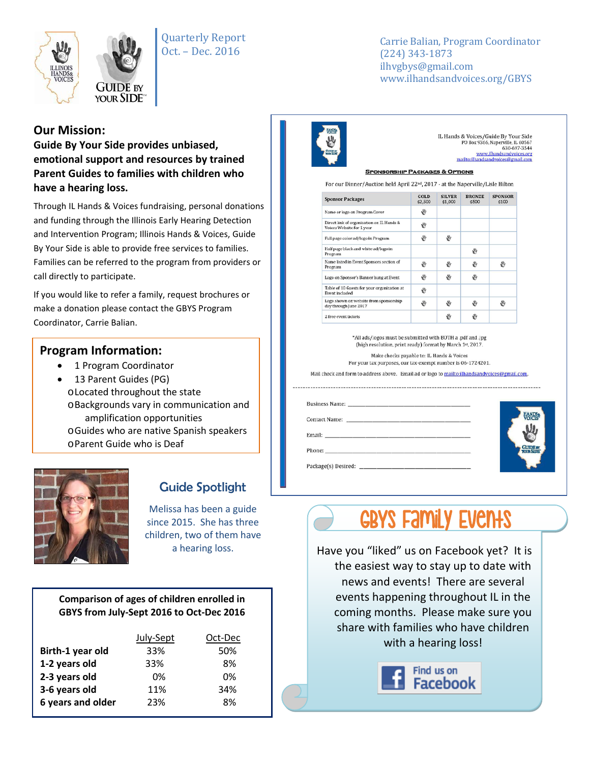Quarterly Report
Oct. – Dec. 2016

Carrie Balian, Program Coordinator
(224) 343-1873
ilhvgbys@gmail.com
www.ilhandsandvoices.org/GBYS

## Our Mission:

**Guide By Your Side provides unbiased, emotional support and resources by trained Parent Guides to families with children who have a hearing loss.**

Through IL Hands & Voices fundraising, personal donations and funding through the Illinois Early Hearing Detection and Intervention Program; Illinois Hands & Voices, Guide By Your Side is able to provide free services to families. Families can be referred to the program from providers or call directly to participate.

If you would like to refer a family, request brochures or make a donation please contact the GBYS Program Coordinator, Carrie Balian.

## Program Information:

- 1 Program Coordinator
- 13 Parent Guides (PG)
  - Located throughout the state
  - Backgrounds vary in communication and amplification opportunities
  - Guides who are native Spanish speakers
  - Parent Guide who is Deaf

## Guide Spotlight

Melissa has been a guide since 2015. She has three children, two of them have a hearing loss.

**Comparison of ages of children enrolled in GBYS from July-Sept 2016 to Oct-Dec 2016**

| | July-Sept | Oct-Dec |
|---|---|---|
| **Birth-1 year old** | 33% | 50% |
| **1-2 years old** | 33% | 8% |
| **2-3 years old** | 0% | 0% |
| **3-6 years old** | 11% | 34% |
| **6 years and older** | 23% | 8% |

IL Hands & Voices/Guide By Your Side
PO Box 9366, Naperville, IL 60567
630-697-3544
www.ilhandsandvoices.org
mailto:ilhandsandvoices@gmail.com

### Sponsorship Packages & Options

For our Dinner/Auction held April 22nd, 2017 - at the Naperville/Lisle Hilton

| Sponsor Packages | GOLD $2,500 | SILVER $1,000 | BRONZE $500 | SPONSOR $100 |
|---|---|---|---|---|
| Name or logo on Program Cover | ✓ | | | |
| Direct link of organization on IL Hands & Voices Website for 1 year | ✓ | | | |
| Full page color ad/logo in Program | ✓ | ✓ | | |
| Half page black and white ad/logo in Program | | | ✓ | |
| Name listed in Event Sponsors section of Program | ✓ | ✓ | ✓ | ✓ |
| Logo on Sponsor's Banner hung at Event | ✓ | ✓ | ✓ | |
| Table of 10 Guests for your organization at Event included | ✓ | | | |
| Logo shown on website from sponsorship day through June 2017 | ✓ | ✓ | ✓ | ✓ |
| 2 free event tickets | | ✓ | ✓ | |

*All ads/logos must be submitted with BOTH a .pdf and .jpg (high resolution, print ready) format by March 1st, 2017.

Make checks payable to: IL Hands & Voices
For your tax purposes, our tax-exempt number is 06-1724201.

Mail check and form to address above. Email ad or logo to mailto:ilhandsandvoices@gmail.com.

Business Name: ______________________

Contact Name: ______________________

Email: ______________________

Phone: ______________________

Package(s) Desired: ______________________

## GBYS Family Events

Have you "liked" us on Facebook yet? It is the easiest way to stay up to date with news and events! There are several events happening throughout IL in the coming months. Please make sure you share with families who have children with a hearing loss!

Find us on Facebook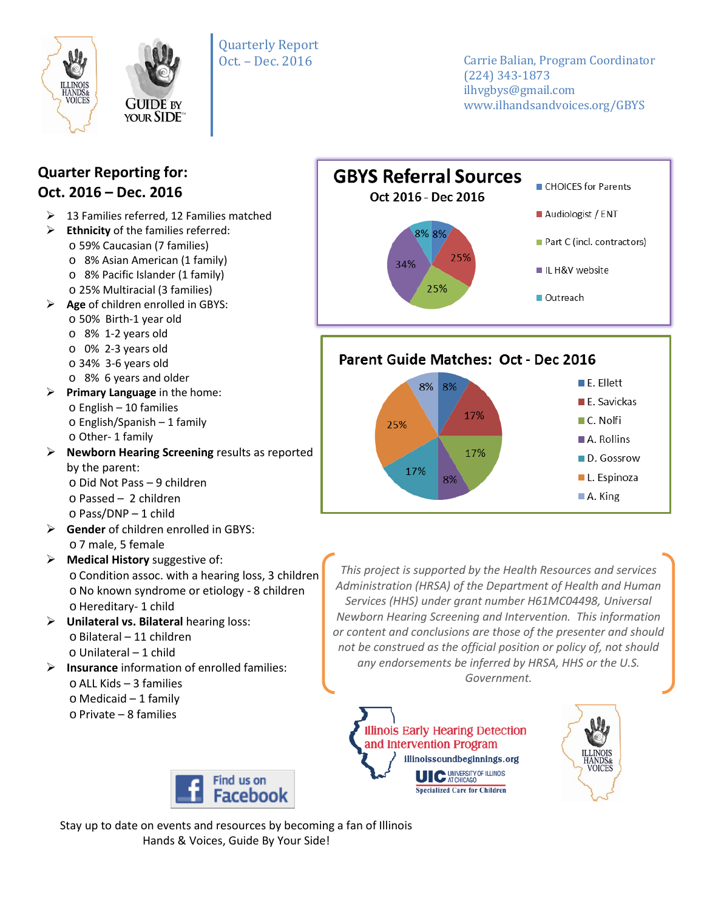Quarterly Report
Oct. – Dec. 2016

Carrie Balian, Program Coordinator
(224) 343-1873
ilhvgbys@gmail.com
www.ilhandsandvoices.org/GBYS

## Quarter Reporting for: Oct. 2016 – Dec. 2016

- 13 Families referred, 12 Families matched
- **Ethnicity** of the families referred:
  - 59% Caucasian (7 families)
  - 8% Asian American (1 family)
  - 8% Pacific Islander (1 family)
  - 25% Multiracial (3 families)
- **Age** of children enrolled in GBYS:
  - 50% Birth-1 year old
  - 8% 1-2 years old
  - 0% 2-3 years old
  - 34% 3-6 years old
  - 8% 6 years and older
- **Primary Language** in the home:
  - English – 10 families
  - English/Spanish – 1 family
  - Other- 1 family
- **Newborn Hearing Screening** results as reported by the parent:
  - Did Not Pass – 9 children
  - Passed – 2 children
  - Pass/DNP – 1 child
- **Gender** of children enrolled in GBYS:
  - 7 male, 5 female
- **Medical History** suggestive of:
  - Condition assoc. with a hearing loss, 3 children
  - No known syndrome or etiology - 8 children
  - Hereditary- 1 child
- **Unilateral vs. Bilateral** hearing loss:
  - Bilateral – 11 children
  - Unilateral – 1 child
- **Insurance** information of enrolled families:
  - ALL Kids – 3 families
  - Medicaid – 1 family
  - Private – 8 families

**GBYS Referral Sources**
Oct 2016 - Dec 2016

CHOICES for Parents
Audiologist / ENT
Part C (incl. contractors)
IL H&V website
Outreach

8%
25%
25%
34%
8%

**Parent Guide Matches: Oct - Dec 2016**

E. Ellett
E. Savickas
C. Nolfi
A. Rollins
D. Gossrow
L. Espinoza
A. King

8%
17%
17%
8%
17%
25%
8%

*This project is supported by the Health Resources and services Administration (HRSA) of the Department of Health and Human Services (HHS) under grant number H61MC04498, Universal Newborn Hearing Screening and Intervention. This information or content and conclusions are those of the presenter and should not be construed as the official position or policy of, not should any endorsements be inferred by HRSA, HHS or the U.S. Government.*

Illinois Early Hearing Detection and Intervention Program
illinoissoundbeginnings.org
UIC University of Illinois at Chicago
Specialized Care for Children

Find us on Facebook

Stay up to date on events and resources by becoming a fan of Illinois Hands & Voices, Guide By Your Side!